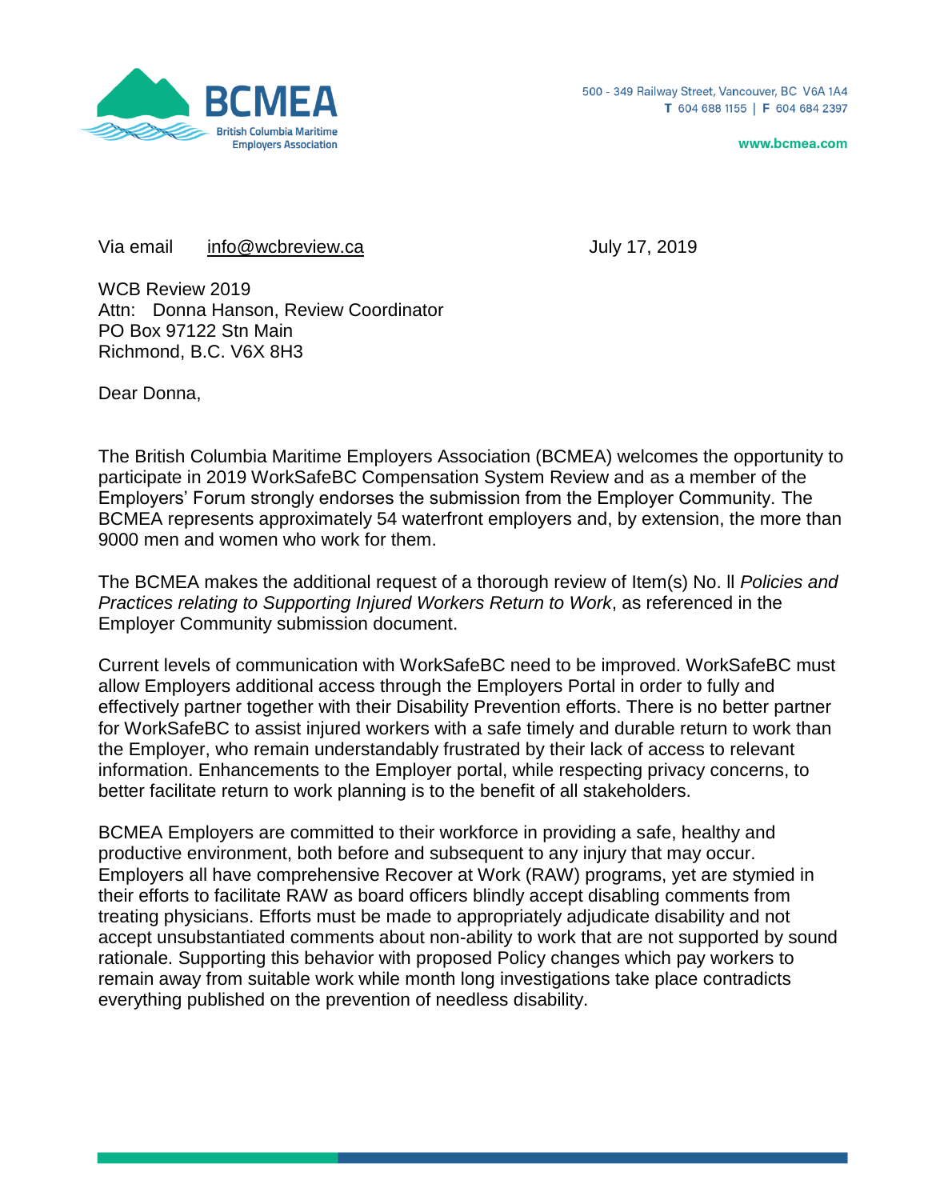**BCMEA**
British Columbia Maritime Employers Association

500 - 349 Railway Street, Vancouver, BC V6A 1A4
**T** 604 688 1155 | **F** 604 684 2397

**www.bcmea.com**

Via email info@wcbreview.ca

July 17, 2019

WCB Review 2019
Attn: Donna Hanson, Review Coordinator
PO Box 97122 Stn Main
Richmond, B.C. V6X 8H3

Dear Donna,

The British Columbia Maritime Employers Association (BCMEA) welcomes the opportunity to participate in 2019 WorkSafeBC Compensation System Review and as a member of the Employers' Forum strongly endorses the submission from the Employer Community. The BCMEA represents approximately 54 waterfront employers and, by extension, the more than 9000 men and women who work for them.

The BCMEA makes the additional request of a thorough review of Item(s) No. ll *Policies and Practices relating to Supporting Injured Workers Return to Work*, as referenced in the Employer Community submission document.

Current levels of communication with WorkSafeBC need to be improved. WorkSafeBC must allow Employers additional access through the Employers Portal in order to fully and effectively partner together with their Disability Prevention efforts. There is no better partner for WorkSafeBC to assist injured workers with a safe timely and durable return to work than the Employer, who remain understandably frustrated by their lack of access to relevant information. Enhancements to the Employer portal, while respecting privacy concerns, to better facilitate return to work planning is to the benefit of all stakeholders.

BCMEA Employers are committed to their workforce in providing a safe, healthy and productive environment, both before and subsequent to any injury that may occur. Employers all have comprehensive Recover at Work (RAW) programs, yet are stymied in their efforts to facilitate RAW as board officers blindly accept disabling comments from treating physicians. Efforts must be made to appropriately adjudicate disability and not accept unsubstantiated comments about non-ability to work that are not supported by sound rationale. Supporting this behavior with proposed Policy changes which pay workers to remain away from suitable work while month long investigations take place contradicts everything published on the prevention of needless disability.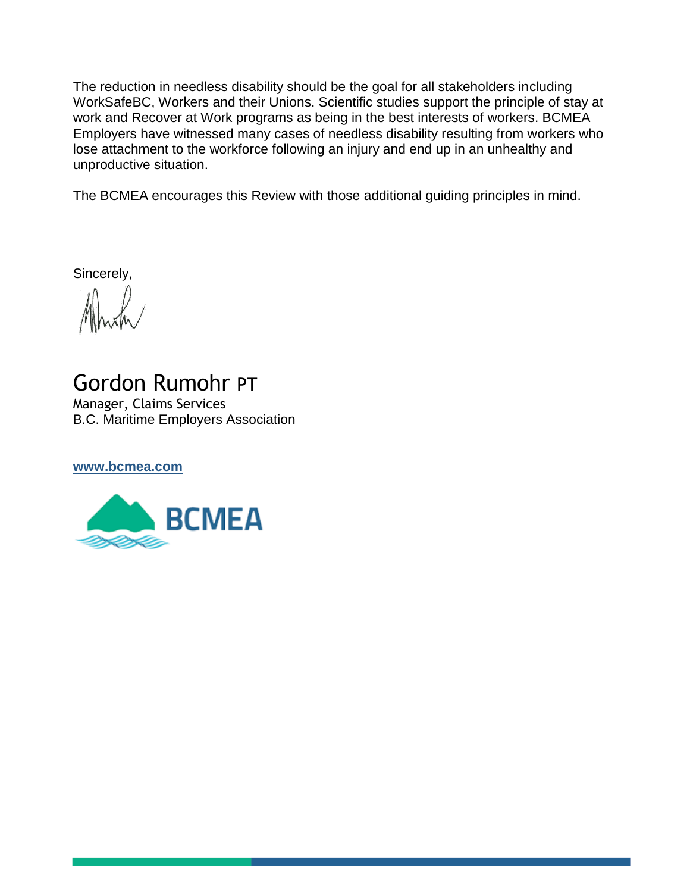The reduction in needless disability should be the goal for all stakeholders including WorkSafeBC, Workers and their Unions. Scientific studies support the principle of stay at work and Recover at Work programs as being in the best interests of workers. BCMEA Employers have witnessed many cases of needless disability resulting from workers who lose attachment to the workforce following an injury and end up in an unhealthy and unproductive situation.

The BCMEA encourages this Review with those additional guiding principles in mind.

Sincerely,

Gordon Rumohr PT
Manager, Claims Services
B.C. Maritime Employers Association

**www.bcmea.com**

BCMEA